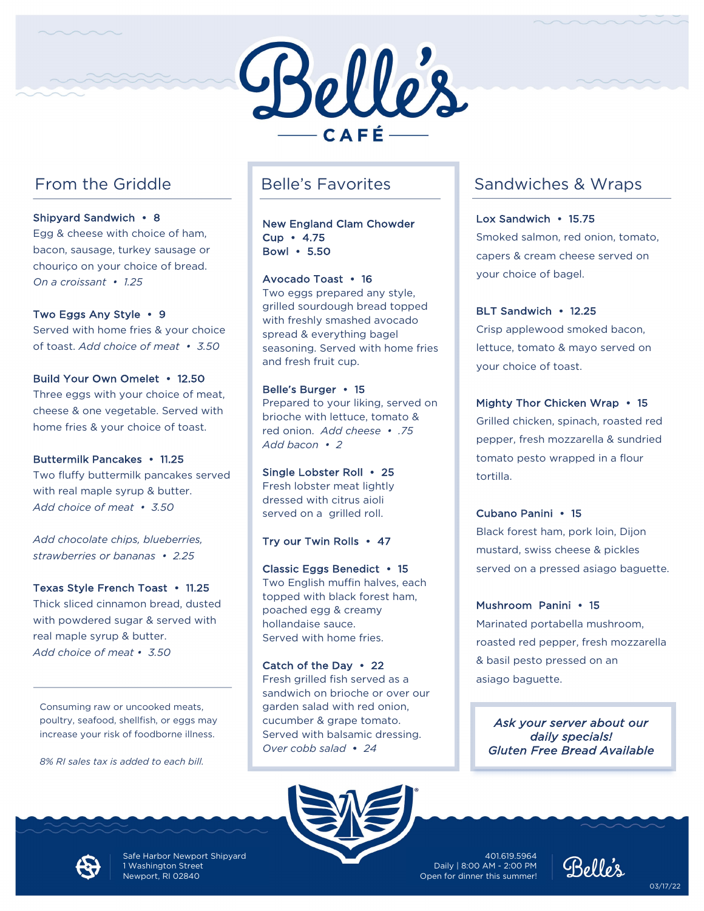# Belle's

CAFÉ

## From the Griddle

**Shipyard Sandwich • 8**
Egg & cheese with choice of ham, bacon, sausage, turkey sausage or chouriço on your choice of bread.
*On a croissant • 1.25*

**Two Eggs Any Style • 9**
Served with home fries & your choice of toast. *Add choice of meat • 3.50*

**Build Your Own Omelet • 12.50**
Three eggs with your choice of meat, cheese & one vegetable. Served with home fries & your choice of toast.

**Buttermilk Pancakes • 11.25**
Two fluffy buttermilk pancakes served with real maple syrup & butter.
*Add choice of meat • 3.50*

*Add chocolate chips, blueberries, strawberries or bananas • 2.25*

**Texas Style French Toast • 11.25**
Thick sliced cinnamon bread, dusted with powdered sugar & served with real maple syrup & butter.
*Add choice of meat • 3.50*

Consuming raw or uncooked meats, poultry, seafood, shellfish, or eggs may increase your risk of foodborne illness.

*8% RI sales tax is added to each bill.*

## Belle's Favorites

**New England Clam Chowder**
**Cup • 4.75**
**Bowl • 5.50**

**Avocado Toast • 16**
Two eggs prepared any style, grilled sourdough bread topped with freshly smashed avocado spread & everything bagel seasoning. Served with home fries and fresh fruit cup.

**Belle's Burger • 15**
Prepared to your liking, served on brioche with lettuce, tomato & red onion. *Add cheese • .75*
*Add bacon • 2*

**Single Lobster Roll • 25**
Fresh lobster meat lightly dressed with citrus aioli served on a grilled roll.

**Try our Twin Rolls • 47**

**Classic Eggs Benedict • 15**
Two English muffin halves, each topped with black forest ham, poached egg & creamy hollandaise sauce.
Served with home fries.

**Catch of the Day • 22**
Fresh grilled fish served as a sandwich on brioche or over our garden salad with red onion, cucumber & grape tomato.
Served with balsamic dressing.
*Over cobb salad • 24*

## Sandwiches & Wraps

**Lox Sandwich • 15.75**
Smoked salmon, red onion, tomato, capers & cream cheese served on your choice of bagel.

**BLT Sandwich • 12.25**
Crisp applewood smoked bacon, lettuce, tomato & mayo served on your choice of toast.

**Mighty Thor Chicken Wrap • 15**
Grilled chicken, spinach, roasted red pepper, fresh mozzarella & sundried tomato pesto wrapped in a flour tortilla.

**Cubano Panini • 15**
Black forest ham, pork loin, Dijon mustard, swiss cheese & pickles served on a pressed asiago baguette.

**Mushroom Panini • 15**
Marinated portabella mushroom, roasted red pepper, fresh mozzarella & basil pesto pressed on an asiago baguette.

*Ask your server about our daily specials!*
*Gluten Free Bread Available*

Safe Harbor Newport Shipyard
1 Washington Street
Newport, RI 02840

401.619.5964
Daily | 8:00 AM - 2:00 PM
Open for dinner this summer!

Belle's

03/17/22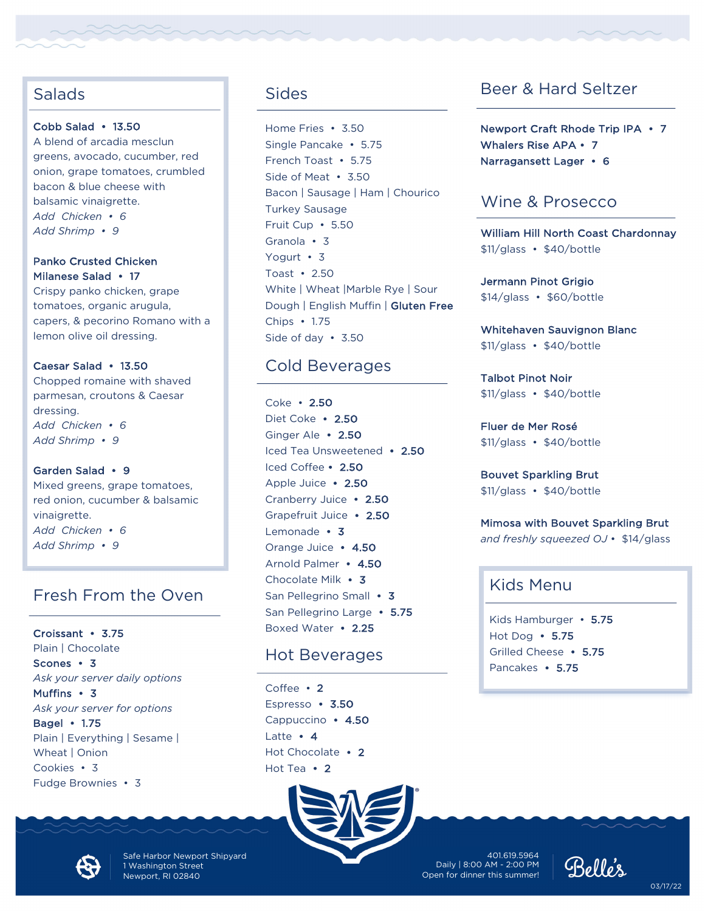## Salads

**Cobb Salad • 13.50**
A blend of arcadia mesclun greens, avocado, cucumber, red onion, grape tomatoes, crumbled bacon & blue cheese with balsamic vinaigrette.
*Add Chicken • 6*
*Add Shrimp • 9*

**Panko Crusted Chicken Milanese Salad • 17**
Crispy panko chicken, grape tomatoes, organic arugula, capers, & pecorino Romano with a lemon olive oil dressing.

**Caesar Salad • 13.50**
Chopped romaine with shaved parmesan, croutons & Caesar dressing.
*Add Chicken • 6*
*Add Shrimp • 9*

**Garden Salad • 9**
Mixed greens, grape tomatoes, red onion, cucumber & balsamic vinaigrette.
*Add Chicken • 6*
*Add Shrimp • 9*

## Fresh From the Oven

**Croissant • 3.75**
Plain | Chocolate
**Scones • 3**
*Ask your server daily options*
**Muffins • 3**
*Ask your server for options*
**Bagel • 1.75**
Plain | Everything | Sesame | Wheat | Onion
Cookies • 3
Fudge Brownies • 3

## Sides

Home Fries • 3.50
Single Pancake • 5.75
French Toast • 5.75
Side of Meat • 3.50
Bacon | Sausage | Ham | Chourico
Turkey Sausage
Fruit Cup • 5.50
Granola • 3
Yogurt • 3
Toast • 2.50
White | Wheat |Marble Rye | Sour Dough | English Muffin | **Gluten Free**
Chips • 1.75
Side of day • 3.50

## Cold Beverages

Coke • **2.50**
Diet Coke • **2.50**
Ginger Ale • **2.50**
Iced Tea Unsweetened • **2.50**
Iced Coffee • **2.50**
Apple Juice • **2.50**
Cranberry Juice • **2.50**
Grapefruit Juice • **2.50**
Lemonade • **3**
Orange Juice • **4.50**
Arnold Palmer • **4.50**
Chocolate Milk • **3**
San Pellegrino Small • **3**
San Pellegrino Large • **5.75**
Boxed Water • **2.25**

## Hot Beverages

Coffee • **2**
Espresso • **3.50**
Cappuccino • **4.50**
Latte • **4**
Hot Chocolate • **2**
Hot Tea • **2**

## Beer & Hard Seltzer

**Newport Craft Rhode Trip IPA • 7**
**Whalers Rise APA • 7**
**Narragansett Lager • 6**

## Wine & Prosecco

**William Hill North Coast Chardonnay**
$11/glass • $40/bottle

**Jermann Pinot Grigio**
$14/glass • $60/bottle

**Whitehaven Sauvignon Blanc**
$11/glass • $40/bottle

**Talbot Pinot Noir**
$11/glass • $40/bottle

**Fluer de Mer Rosé**
$11/glass • $40/bottle

**Bouvet Sparkling Brut**
$11/glass • $40/bottle

**Mimosa with Bouvet Sparkling Brut**
*and freshly squeezed OJ* • $14/glass

## Kids Menu

Kids Hamburger • **5.75**
Hot Dog • **5.75**
Grilled Cheese • **5.75**
Pancakes • **5.75**

Safe Harbor Newport Shipyard
1 Washington Street
Newport, RI 02840

401.619.5964
Daily | 8:00 AM - 2:00 PM
Open for dinner this summer!

Belle's

03/17/22